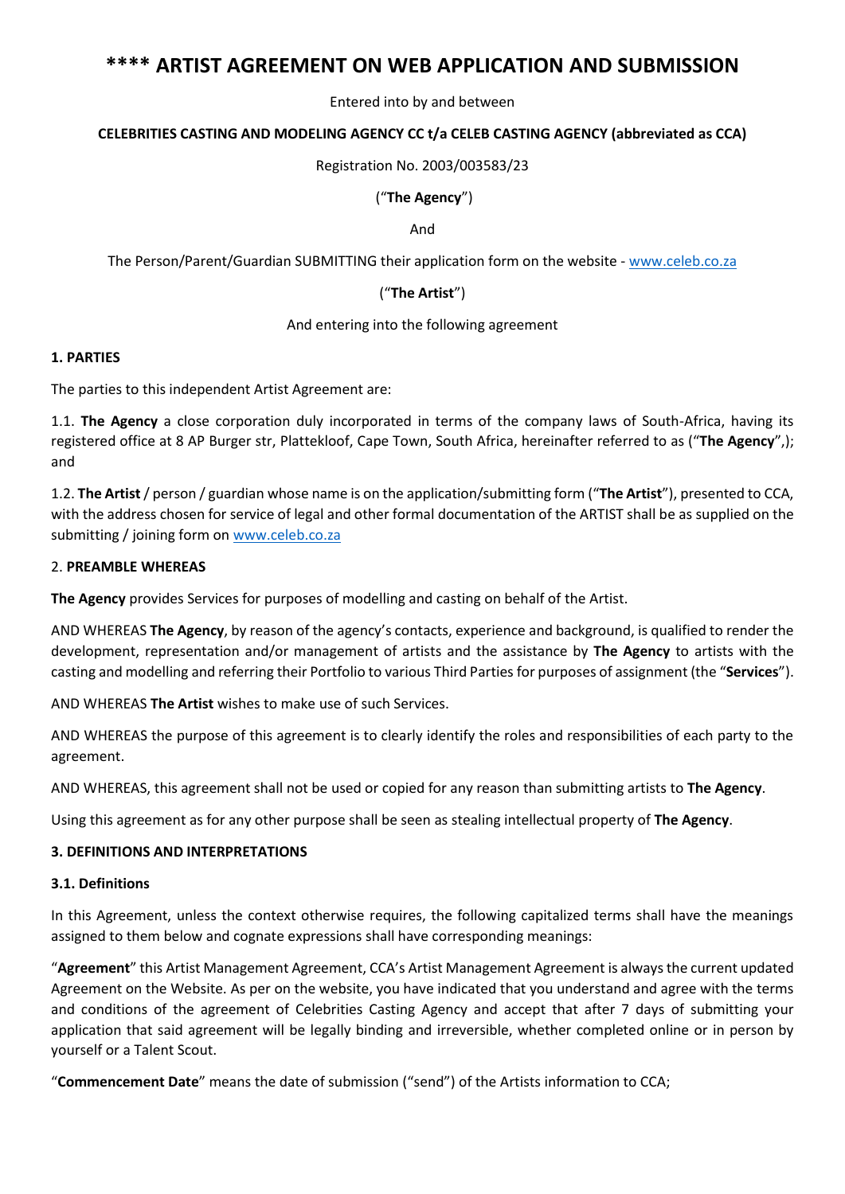# **** ARTIST AGREEMENT ON WEB APPLICATION AND SUBMISSION

Entered into by and between

**CELEBRITIES CASTING AND MODELING AGENCY CC t/a CELEB CASTING AGENCY (abbreviated as CCA)**

Registration No. 2003/003583/23

("**The Agency**")

And

The Person/Parent/Guardian SUBMITTING their application form on the website - www.celeb.co.za

("**The Artist**")

And entering into the following agreement

**1. PARTIES**

The parties to this independent Artist Agreement are:

1.1. **The Agency** a close corporation duly incorporated in terms of the company laws of South-Africa, having its registered office at 8 AP Burger str, Plattekloof, Cape Town, South Africa, hereinafter referred to as ("**The Agency**",); and

1.2. **The Artist** / person / guardian whose name is on the application/submitting form ("**The Artist**"), presented to CCA, with the address chosen for service of legal and other formal documentation of the ARTIST shall be as supplied on the submitting / joining form on www.celeb.co.za

2. **PREAMBLE WHEREAS**

**The Agency** provides Services for purposes of modelling and casting on behalf of the Artist.

AND WHEREAS **The Agency**, by reason of the agency's contacts, experience and background, is qualified to render the development, representation and/or management of artists and the assistance by **The Agency** to artists with the casting and modelling and referring their Portfolio to various Third Parties for purposes of assignment (the "**Services**").

AND WHEREAS **The Artist** wishes to make use of such Services.

AND WHEREAS the purpose of this agreement is to clearly identify the roles and responsibilities of each party to the agreement.

AND WHEREAS, this agreement shall not be used or copied for any reason than submitting artists to **The Agency**.

Using this agreement as for any other purpose shall be seen as stealing intellectual property of **The Agency**.

**3. DEFINITIONS AND INTERPRETATIONS**

**3.1. Definitions**

In this Agreement, unless the context otherwise requires, the following capitalized terms shall have the meanings assigned to them below and cognate expressions shall have corresponding meanings:

"**Agreement**" this Artist Management Agreement, CCA's Artist Management Agreement is always the current updated Agreement on the Website. As per on the website, you have indicated that you understand and agree with the terms and conditions of the agreement of Celebrities Casting Agency and accept that after 7 days of submitting your application that said agreement will be legally binding and irreversible, whether completed online or in person by yourself or a Talent Scout.

"**Commencement Date**" means the date of submission ("send") of the Artists information to CCA;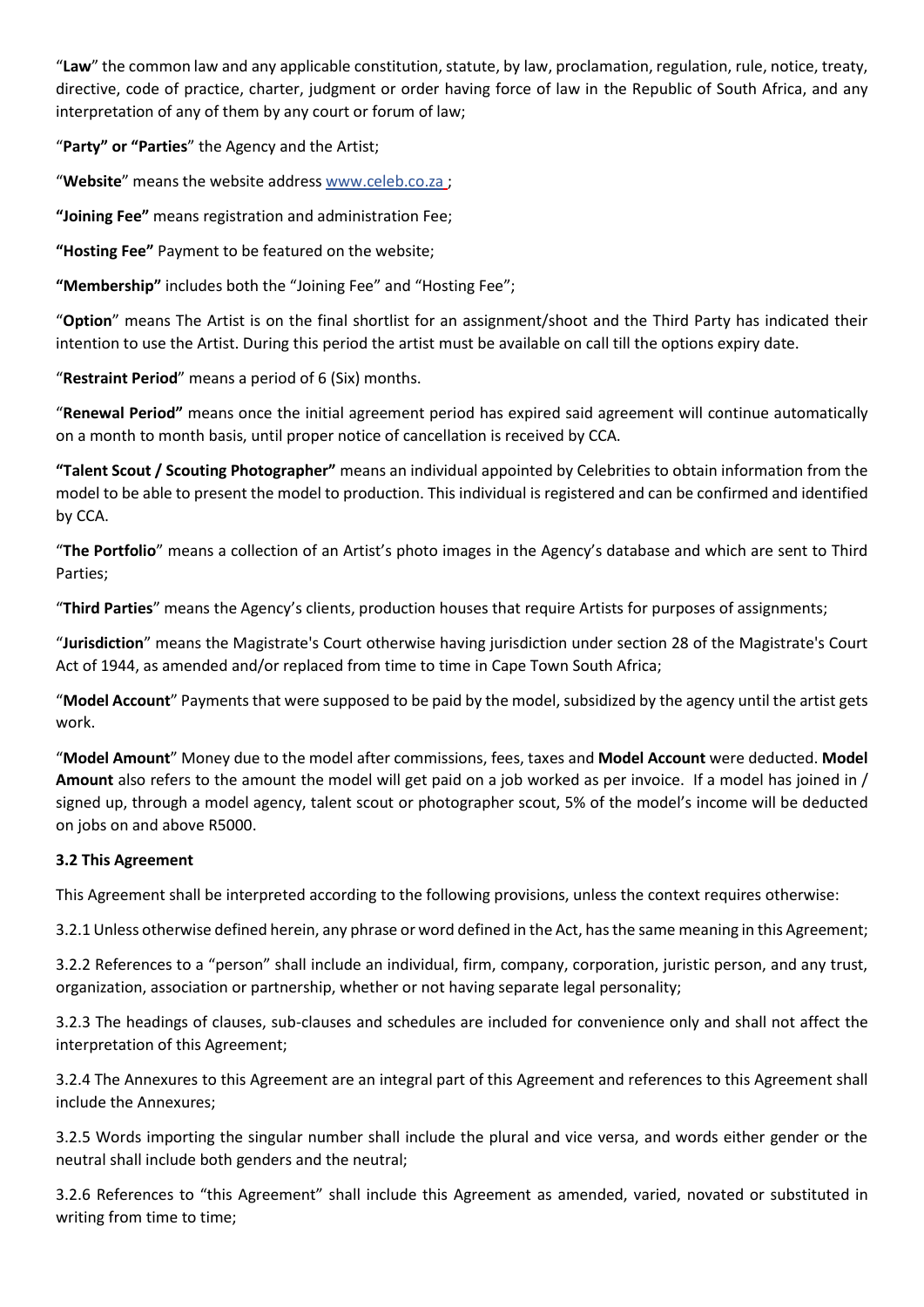"**Law**" the common law and any applicable constitution, statute, by law, proclamation, regulation, rule, notice, treaty, directive, code of practice, charter, judgment or order having force of law in the Republic of South Africa, and any interpretation of any of them by any court or forum of law;

"**Party" or "Parties**" the Agency and the Artist;

"**Website**" means the website address www.celeb.co.za ;

**"Joining Fee"** means registration and administration Fee;

**"Hosting Fee"** Payment to be featured on the website;

**"Membership"** includes both the "Joining Fee" and "Hosting Fee";

"**Option**" means The Artist is on the final shortlist for an assignment/shoot and the Third Party has indicated their intention to use the Artist. During this period the artist must be available on call till the options expiry date.

"**Restraint Period**" means a period of 6 (Six) months.

"**Renewal Period"** means once the initial agreement period has expired said agreement will continue automatically on a month to month basis, until proper notice of cancellation is received by CCA.

**"Talent Scout / Scouting Photographer"** means an individual appointed by Celebrities to obtain information from the model to be able to present the model to production. This individual is registered and can be confirmed and identified by CCA.

"**The Portfolio**" means a collection of an Artist's photo images in the Agency's database and which are sent to Third Parties;

"**Third Parties**" means the Agency's clients, production houses that require Artists for purposes of assignments;

"**Jurisdiction**" means the Magistrate's Court otherwise having jurisdiction under section 28 of the Magistrate's Court Act of 1944, as amended and/or replaced from time to time in Cape Town South Africa;

"**Model Account**" Payments that were supposed to be paid by the model, subsidized by the agency until the artist gets work.

"**Model Amount**" Money due to the model after commissions, fees, taxes and **Model Account** were deducted. **Model Amount** also refers to the amount the model will get paid on a job worked as per invoice. If a model has joined in / signed up, through a model agency, talent scout or photographer scout, 5% of the model's income will be deducted on jobs on and above R5000.

**3.2 This Agreement**

This Agreement shall be interpreted according to the following provisions, unless the context requires otherwise:

3.2.1 Unless otherwise defined herein, any phrase or word defined in the Act, has the same meaning in this Agreement;

3.2.2 References to a "person" shall include an individual, firm, company, corporation, juristic person, and any trust, organization, association or partnership, whether or not having separate legal personality;

3.2.3 The headings of clauses, sub-clauses and schedules are included for convenience only and shall not affect the interpretation of this Agreement;

3.2.4 The Annexures to this Agreement are an integral part of this Agreement and references to this Agreement shall include the Annexures;

3.2.5 Words importing the singular number shall include the plural and vice versa, and words either gender or the neutral shall include both genders and the neutral;

3.2.6 References to "this Agreement" shall include this Agreement as amended, varied, novated or substituted in writing from time to time;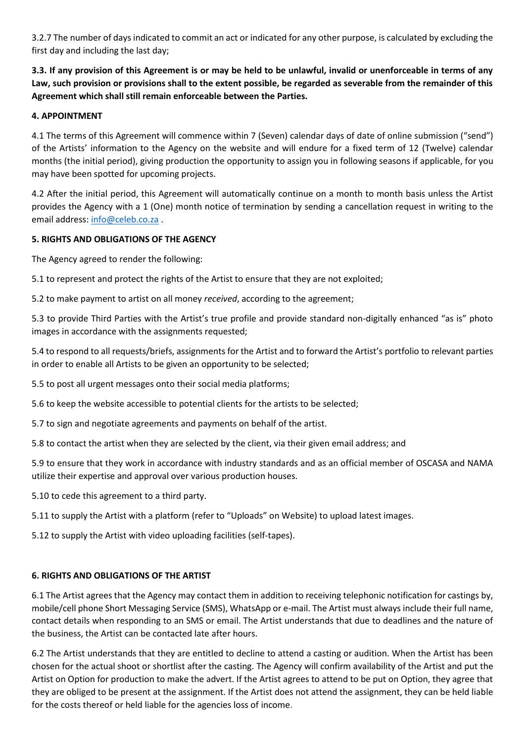3.2.7 The number of days indicated to commit an act or indicated for any other purpose, is calculated by excluding the first day and including the last day;

**3.3. If any provision of this Agreement is or may be held to be unlawful, invalid or unenforceable in terms of any Law, such provision or provisions shall to the extent possible, be regarded as severable from the remainder of this Agreement which shall still remain enforceable between the Parties.**

**4. APPOINTMENT**

4.1 The terms of this Agreement will commence within 7 (Seven) calendar days of date of online submission ("send") of the Artists' information to the Agency on the website and will endure for a fixed term of 12 (Twelve) calendar months (the initial period), giving production the opportunity to assign you in following seasons if applicable, for you may have been spotted for upcoming projects.

4.2 After the initial period, this Agreement will automatically continue on a month to month basis unless the Artist provides the Agency with a 1 (One) month notice of termination by sending a cancellation request in writing to the email address: info@celeb.co.za .

**5. RIGHTS AND OBLIGATIONS OF THE AGENCY**

The Agency agreed to render the following:

5.1 to represent and protect the rights of the Artist to ensure that they are not exploited;

5.2 to make payment to artist on all money *received*, according to the agreement;

5.3 to provide Third Parties with the Artist's true profile and provide standard non-digitally enhanced "as is" photo images in accordance with the assignments requested;

5.4 to respond to all requests/briefs, assignments for the Artist and to forward the Artist's portfolio to relevant parties in order to enable all Artists to be given an opportunity to be selected;

5.5 to post all urgent messages onto their social media platforms;

5.6 to keep the website accessible to potential clients for the artists to be selected;

5.7 to sign and negotiate agreements and payments on behalf of the artist.

5.8 to contact the artist when they are selected by the client, via their given email address; and

5.9 to ensure that they work in accordance with industry standards and as an official member of OSCASA and NAMA utilize their expertise and approval over various production houses.

5.10 to cede this agreement to a third party.

5.11 to supply the Artist with a platform (refer to "Uploads" on Website) to upload latest images.

5.12 to supply the Artist with video uploading facilities (self-tapes).

**6. RIGHTS AND OBLIGATIONS OF THE ARTIST**

6.1 The Artist agrees that the Agency may contact them in addition to receiving telephonic notification for castings by, mobile/cell phone Short Messaging Service (SMS), WhatsApp or e-mail. The Artist must always include their full name, contact details when responding to an SMS or email. The Artist understands that due to deadlines and the nature of the business, the Artist can be contacted late after hours.

6.2 The Artist understands that they are entitled to decline to attend a casting or audition. When the Artist has been chosen for the actual shoot or shortlist after the casting. The Agency will confirm availability of the Artist and put the Artist on Option for production to make the advert. If the Artist agrees to attend to be put on Option, they agree that they are obliged to be present at the assignment. If the Artist does not attend the assignment, they can be held liable for the costs thereof or held liable for the agencies loss of income.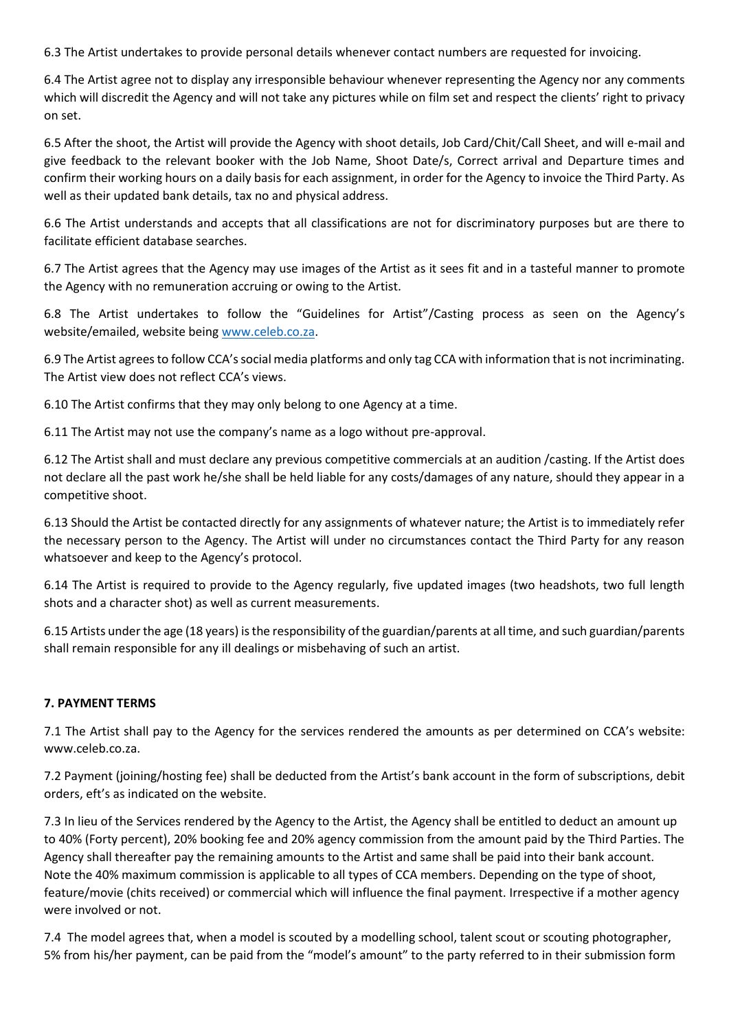6.3 The Artist undertakes to provide personal details whenever contact numbers are requested for invoicing.

6.4 The Artist agree not to display any irresponsible behaviour whenever representing the Agency nor any comments which will discredit the Agency and will not take any pictures while on film set and respect the clients' right to privacy on set.

6.5 After the shoot, the Artist will provide the Agency with shoot details, Job Card/Chit/Call Sheet, and will e-mail and give feedback to the relevant booker with the Job Name, Shoot Date/s, Correct arrival and Departure times and confirm their working hours on a daily basis for each assignment, in order for the Agency to invoice the Third Party. As well as their updated bank details, tax no and physical address.

6.6 The Artist understands and accepts that all classifications are not for discriminatory purposes but are there to facilitate efficient database searches.

6.7 The Artist agrees that the Agency may use images of the Artist as it sees fit and in a tasteful manner to promote the Agency with no remuneration accruing or owing to the Artist.

6.8 The Artist undertakes to follow the "Guidelines for Artist"/Casting process as seen on the Agency's website/emailed, website being [www.celeb.co.za](http://www.celeb.co.za).

6.9 The Artist agrees to follow CCA's social media platforms and only tag CCA with information that is not incriminating. The Artist view does not reflect CCA's views.

6.10 The Artist confirms that they may only belong to one Agency at a time.

6.11 The Artist may not use the company's name as a logo without pre-approval.

6.12 The Artist shall and must declare any previous competitive commercials at an audition /casting. If the Artist does not declare all the past work he/she shall be held liable for any costs/damages of any nature, should they appear in a competitive shoot.

6.13 Should the Artist be contacted directly for any assignments of whatever nature; the Artist is to immediately refer the necessary person to the Agency. The Artist will under no circumstances contact the Third Party for any reason whatsoever and keep to the Agency's protocol.

6.14 The Artist is required to provide to the Agency regularly, five updated images (two headshots, two full length shots and a character shot) as well as current measurements.

6.15 Artists under the age (18 years) is the responsibility of the guardian/parents at all time, and such guardian/parents shall remain responsible for any ill dealings or misbehaving of such an artist.

**7. PAYMENT TERMS**

7.1 The Artist shall pay to the Agency for the services rendered the amounts as per determined on CCA's website: www.celeb.co.za.

7.2 Payment (joining/hosting fee) shall be deducted from the Artist's bank account in the form of subscriptions, debit orders, eft's as indicated on the website.

7.3 In lieu of the Services rendered by the Agency to the Artist, the Agency shall be entitled to deduct an amount up to 40% (Forty percent), 20% booking fee and 20% agency commission from the amount paid by the Third Parties. The Agency shall thereafter pay the remaining amounts to the Artist and same shall be paid into their bank account. Note the 40% maximum commission is applicable to all types of CCA members. Depending on the type of shoot, feature/movie (chits received) or commercial which will influence the final payment. Irrespective if a mother agency were involved or not.

7.4 The model agrees that, when a model is scouted by a modelling school, talent scout or scouting photographer, 5% from his/her payment, can be paid from the "model's amount" to the party referred to in their submission form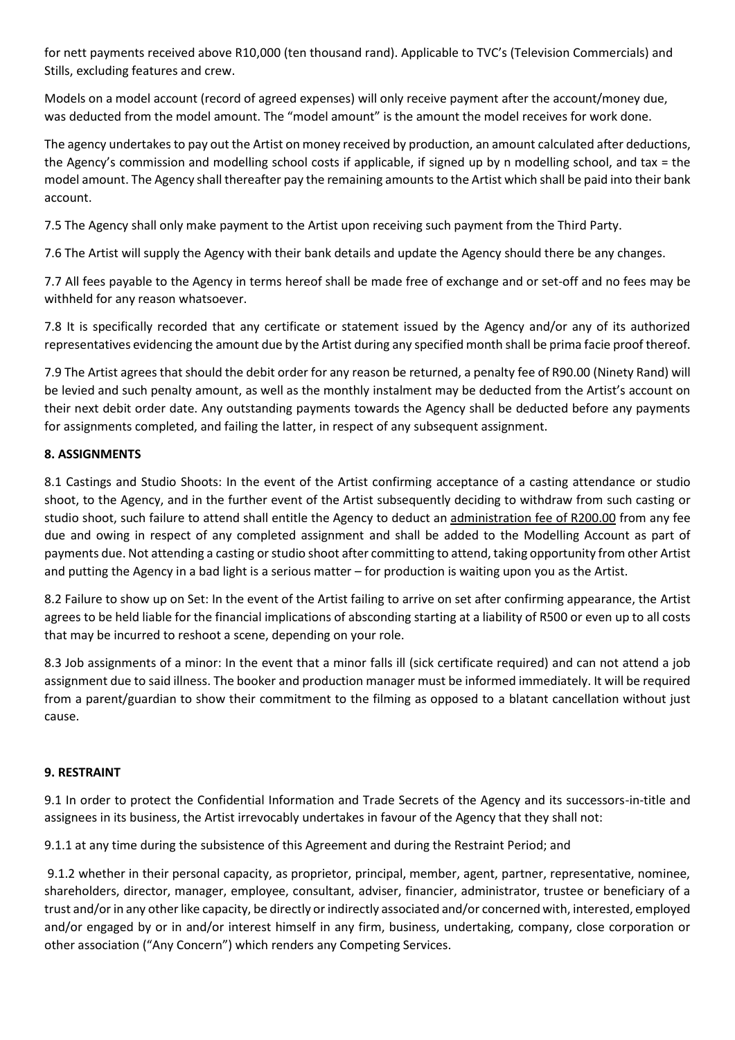for nett payments received above R10,000 (ten thousand rand). Applicable to TVC's (Television Commercials) and Stills, excluding features and crew.

Models on a model account (record of agreed expenses) will only receive payment after the account/money due, was deducted from the model amount. The "model amount" is the amount the model receives for work done.

The agency undertakes to pay out the Artist on money received by production, an amount calculated after deductions, the Agency's commission and modelling school costs if applicable, if signed up by n modelling school, and tax = the model amount. The Agency shall thereafter pay the remaining amounts to the Artist which shall be paid into their bank account.

7.5 The Agency shall only make payment to the Artist upon receiving such payment from the Third Party.

7.6 The Artist will supply the Agency with their bank details and update the Agency should there be any changes.

7.7 All fees payable to the Agency in terms hereof shall be made free of exchange and or set-off and no fees may be withheld for any reason whatsoever.

7.8 It is specifically recorded that any certificate or statement issued by the Agency and/or any of its authorized representatives evidencing the amount due by the Artist during any specified month shall be prima facie proof thereof.

7.9 The Artist agrees that should the debit order for any reason be returned, a penalty fee of R90.00 (Ninety Rand) will be levied and such penalty amount, as well as the monthly instalment may be deducted from the Artist's account on their next debit order date. Any outstanding payments towards the Agency shall be deducted before any payments for assignments completed, and failing the latter, in respect of any subsequent assignment.

**8. ASSIGNMENTS**

8.1 Castings and Studio Shoots: In the event of the Artist confirming acceptance of a casting attendance or studio shoot, to the Agency, and in the further event of the Artist subsequently deciding to withdraw from such casting or studio shoot, such failure to attend shall entitle the Agency to deduct an administration fee of R200.00 from any fee due and owing in respect of any completed assignment and shall be added to the Modelling Account as part of payments due. Not attending a casting or studio shoot after committing to attend, taking opportunity from other Artist and putting the Agency in a bad light is a serious matter – for production is waiting upon you as the Artist.

8.2 Failure to show up on Set: In the event of the Artist failing to arrive on set after confirming appearance, the Artist agrees to be held liable for the financial implications of absconding starting at a liability of R500 or even up to all costs that may be incurred to reshoot a scene, depending on your role.

8.3 Job assignments of a minor: In the event that a minor falls ill (sick certificate required) and can not attend a job assignment due to said illness. The booker and production manager must be informed immediately. It will be required from a parent/guardian to show their commitment to the filming as opposed to a blatant cancellation without just cause.

**9. RESTRAINT**

9.1 In order to protect the Confidential Information and Trade Secrets of the Agency and its successors-in-title and assignees in its business, the Artist irrevocably undertakes in favour of the Agency that they shall not:

9.1.1 at any time during the subsistence of this Agreement and during the Restraint Period; and

9.1.2 whether in their personal capacity, as proprietor, principal, member, agent, partner, representative, nominee, shareholders, director, manager, employee, consultant, adviser, financier, administrator, trustee or beneficiary of a trust and/or in any other like capacity, be directly or indirectly associated and/or concerned with, interested, employed and/or engaged by or in and/or interest himself in any firm, business, undertaking, company, close corporation or other association ("Any Concern") which renders any Competing Services.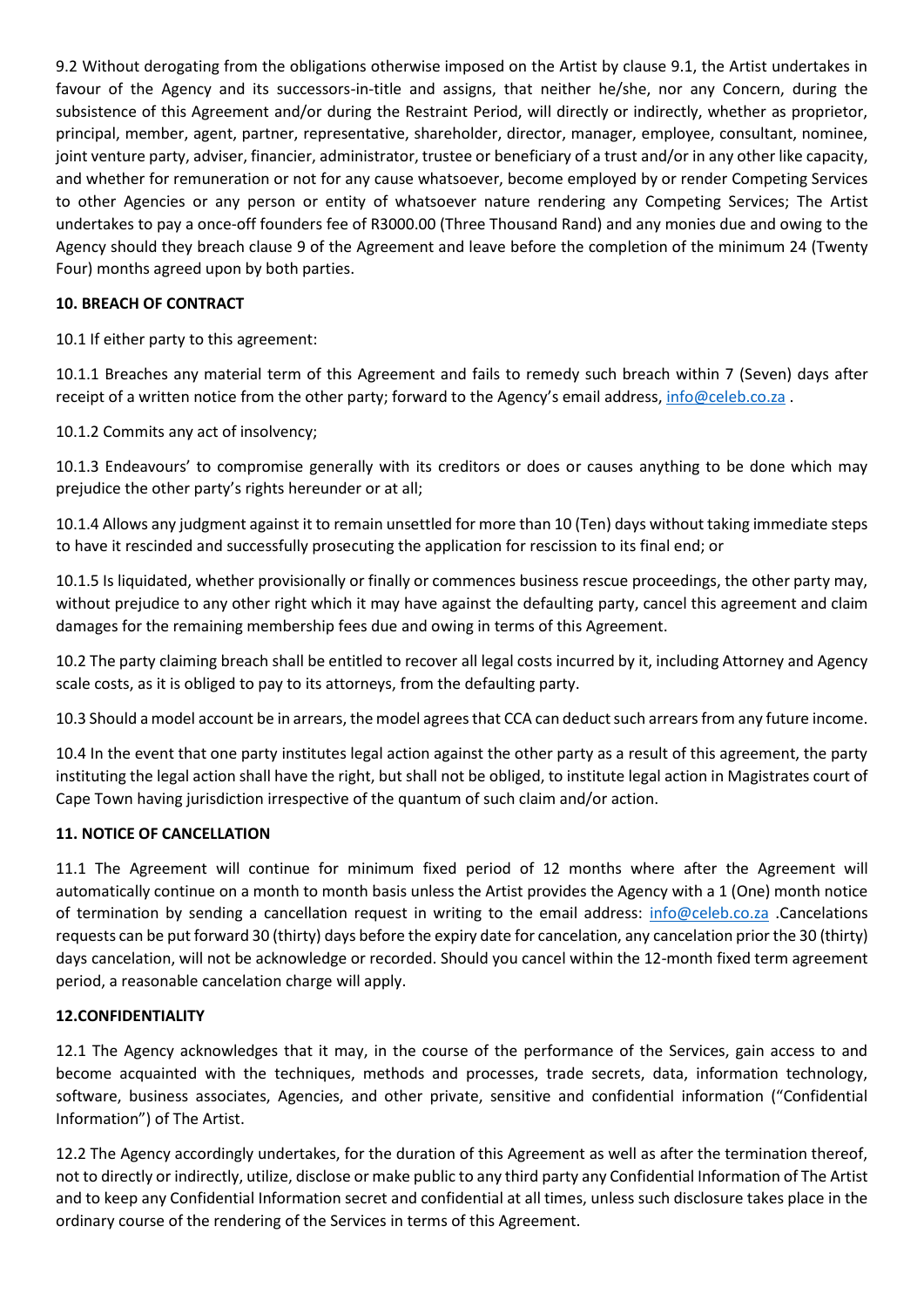9.2 Without derogating from the obligations otherwise imposed on the Artist by clause 9.1, the Artist undertakes in favour of the Agency and its successors-in-title and assigns, that neither he/she, nor any Concern, during the subsistence of this Agreement and/or during the Restraint Period, will directly or indirectly, whether as proprietor, principal, member, agent, partner, representative, shareholder, director, manager, employee, consultant, nominee, joint venture party, adviser, financier, administrator, trustee or beneficiary of a trust and/or in any other like capacity, and whether for remuneration or not for any cause whatsoever, become employed by or render Competing Services to other Agencies or any person or entity of whatsoever nature rendering any Competing Services; The Artist undertakes to pay a once-off founders fee of R3000.00 (Three Thousand Rand) and any monies due and owing to the Agency should they breach clause 9 of the Agreement and leave before the completion of the minimum 24 (Twenty Four) months agreed upon by both parties.

**10. BREACH OF CONTRACT**

10.1 If either party to this agreement:

10.1.1 Breaches any material term of this Agreement and fails to remedy such breach within 7 (Seven) days after receipt of a written notice from the other party; forward to the Agency's email address, info@celeb.co.za .

10.1.2 Commits any act of insolvency;

10.1.3 Endeavours' to compromise generally with its creditors or does or causes anything to be done which may prejudice the other party's rights hereunder or at all;

10.1.4 Allows any judgment against it to remain unsettled for more than 10 (Ten) days without taking immediate steps to have it rescinded and successfully prosecuting the application for rescission to its final end; or

10.1.5 Is liquidated, whether provisionally or finally or commences business rescue proceedings, the other party may, without prejudice to any other right which it may have against the defaulting party, cancel this agreement and claim damages for the remaining membership fees due and owing in terms of this Agreement.

10.2 The party claiming breach shall be entitled to recover all legal costs incurred by it, including Attorney and Agency scale costs, as it is obliged to pay to its attorneys, from the defaulting party.

10.3 Should a model account be in arrears, the model agrees that CCA can deduct such arrears from any future income.

10.4 In the event that one party institutes legal action against the other party as a result of this agreement, the party instituting the legal action shall have the right, but shall not be obliged, to institute legal action in Magistrates court of Cape Town having jurisdiction irrespective of the quantum of such claim and/or action.

**11. NOTICE OF CANCELLATION**

11.1 The Agreement will continue for minimum fixed period of 12 months where after the Agreement will automatically continue on a month to month basis unless the Artist provides the Agency with a 1 (One) month notice of termination by sending a cancellation request in writing to the email address: info@celeb.co.za .Cancellations requests can be put forward 30 (thirty) days before the expiry date for cancelation, any cancelation prior the 30 (thirty) days cancelation, will not be acknowledge or recorded. Should you cancel within the 12-month fixed term agreement period, a reasonable cancelation charge will apply.

**12.CONFIDENTIALITY**

12.1 The Agency acknowledges that it may, in the course of the performance of the Services, gain access to and become acquainted with the techniques, methods and processes, trade secrets, data, information technology, software, business associates, Agencies, and other private, sensitive and confidential information ("Confidential Information") of The Artist.

12.2 The Agency accordingly undertakes, for the duration of this Agreement as well as after the termination thereof, not to directly or indirectly, utilize, disclose or make public to any third party any Confidential Information of The Artist and to keep any Confidential Information secret and confidential at all times, unless such disclosure takes place in the ordinary course of the rendering of the Services in terms of this Agreement.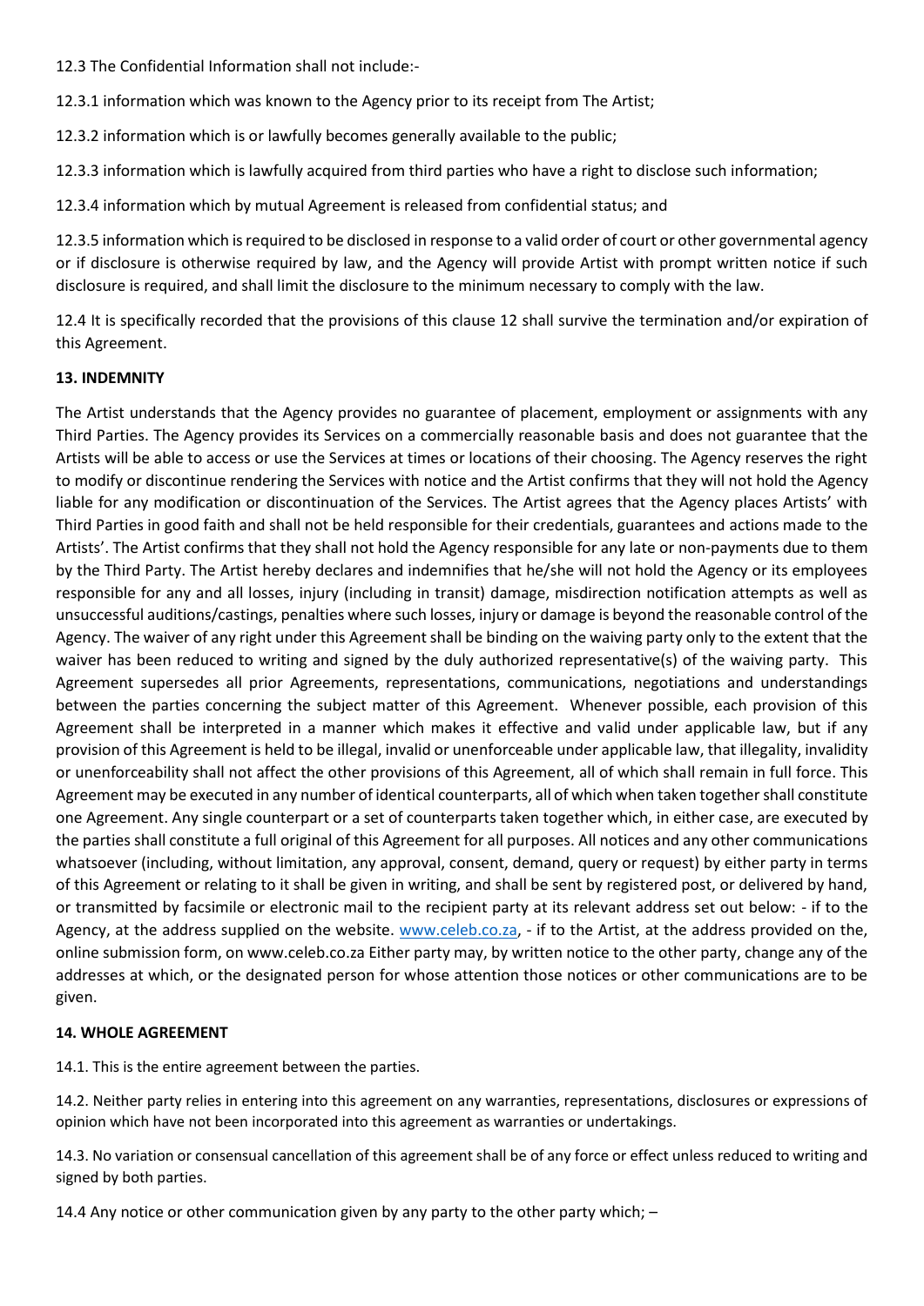12.3 The Confidential Information shall not include:-

12.3.1 information which was known to the Agency prior to its receipt from The Artist;

12.3.2 information which is or lawfully becomes generally available to the public;

12.3.3 information which is lawfully acquired from third parties who have a right to disclose such information;

12.3.4 information which by mutual Agreement is released from confidential status; and

12.3.5 information which is required to be disclosed in response to a valid order of court or other governmental agency or if disclosure is otherwise required by law, and the Agency will provide Artist with prompt written notice if such disclosure is required, and shall limit the disclosure to the minimum necessary to comply with the law.

12.4 It is specifically recorded that the provisions of this clause 12 shall survive the termination and/or expiration of this Agreement.

**13. INDEMNITY**

The Artist understands that the Agency provides no guarantee of placement, employment or assignments with any Third Parties. The Agency provides its Services on a commercially reasonable basis and does not guarantee that the Artists will be able to access or use the Services at times or locations of their choosing. The Agency reserves the right to modify or discontinue rendering the Services with notice and the Artist confirms that they will not hold the Agency liable for any modification or discontinuation of the Services. The Artist agrees that the Agency places Artists' with Third Parties in good faith and shall not be held responsible for their credentials, guarantees and actions made to the Artists'. The Artist confirms that they shall not hold the Agency responsible for any late or non-payments due to them by the Third Party. The Artist hereby declares and indemnifies that he/she will not hold the Agency or its employees responsible for any and all losses, injury (including in transit) damage, misdirection notification attempts as well as unsuccessful auditions/castings, penalties where such losses, injury or damage is beyond the reasonable control of the Agency. The waiver of any right under this Agreement shall be binding on the waiving party only to the extent that the waiver has been reduced to writing and signed by the duly authorized representative(s) of the waiving party. This Agreement supersedes all prior Agreements, representations, communications, negotiations and understandings between the parties concerning the subject matter of this Agreement. Whenever possible, each provision of this Agreement shall be interpreted in a manner which makes it effective and valid under applicable law, but if any provision of this Agreement is held to be illegal, invalid or unenforceable under applicable law, that illegality, invalidity or unenforceability shall not affect the other provisions of this Agreement, all of which shall remain in full force. This Agreement may be executed in any number of identical counterparts, all of which when taken together shall constitute one Agreement. Any single counterpart or a set of counterparts taken together which, in either case, are executed by the parties shall constitute a full original of this Agreement for all purposes. All notices and any other communications whatsoever (including, without limitation, any approval, consent, demand, query or request) by either party in terms of this Agreement or relating to it shall be given in writing, and shall be sent by registered post, or delivered by hand, or transmitted by facsimile or electronic mail to the recipient party at its relevant address set out below: - if to the Agency, at the address supplied on the website. www.celeb.co.za, - if to the Artist, at the address provided on the, online submission form, on www.celeb.co.za Either party may, by written notice to the other party, change any of the addresses at which, or the designated person for whose attention those notices or other communications are to be given.

**14. WHOLE AGREEMENT**

14.1. This is the entire agreement between the parties.

14.2. Neither party relies in entering into this agreement on any warranties, representations, disclosures or expressions of opinion which have not been incorporated into this agreement as warranties or undertakings.

14.3. No variation or consensual cancellation of this agreement shall be of any force or effect unless reduced to writing and signed by both parties.

14.4 Any notice or other communication given by any party to the other party which; –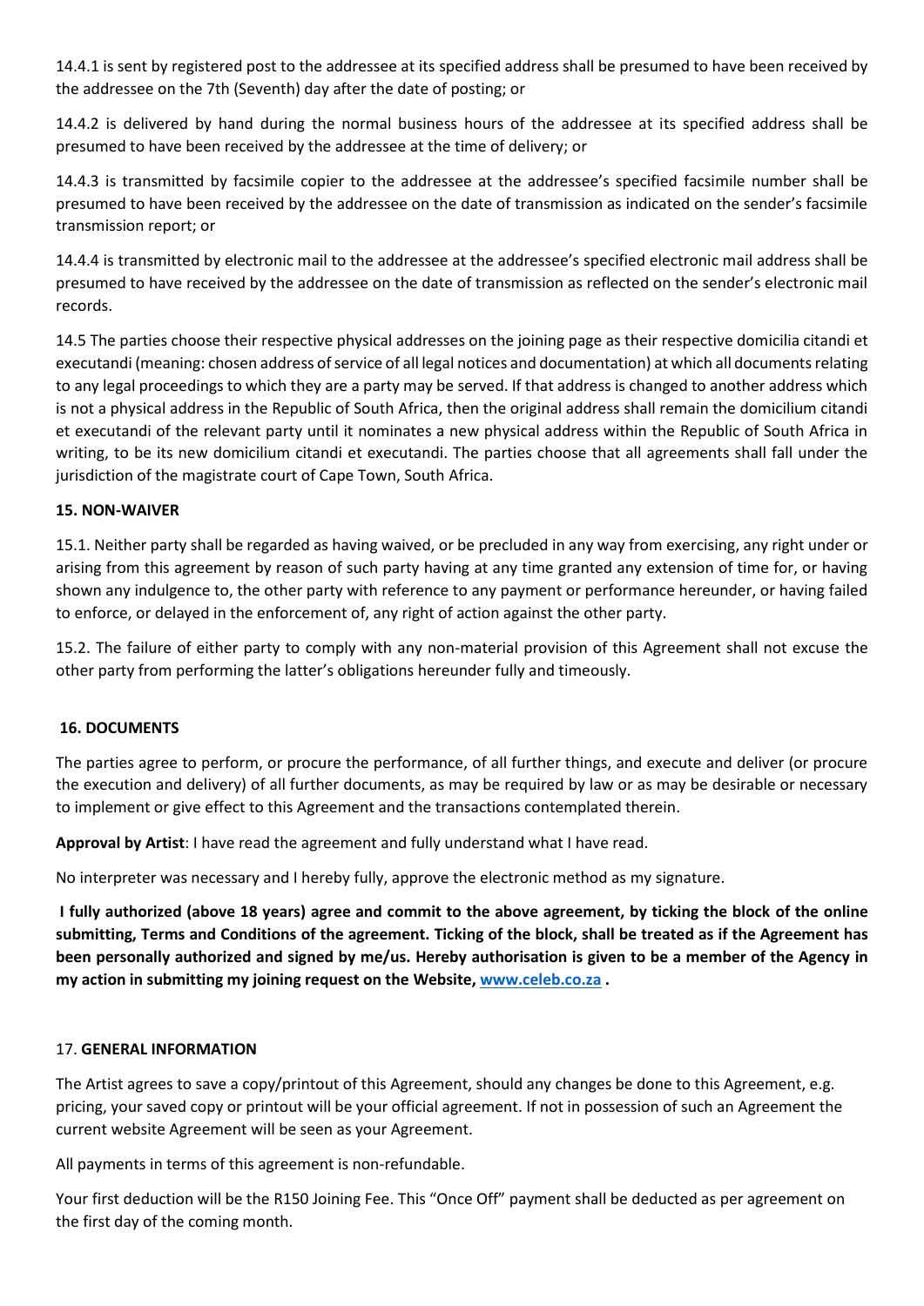14.4.1 is sent by registered post to the addressee at its specified address shall be presumed to have been received by the addressee on the 7th (Seventh) day after the date of posting; or

14.4.2 is delivered by hand during the normal business hours of the addressee at its specified address shall be presumed to have been received by the addressee at the time of delivery; or

14.4.3 is transmitted by facsimile copier to the addressee at the addressee's specified facsimile number shall be presumed to have been received by the addressee on the date of transmission as indicated on the sender's facsimile transmission report; or

14.4.4 is transmitted by electronic mail to the addressee at the addressee's specified electronic mail address shall be presumed to have received by the addressee on the date of transmission as reflected on the sender's electronic mail records.

14.5 The parties choose their respective physical addresses on the joining page as their respective domicilia citandi et executandi (meaning: chosen address of service of all legal notices and documentation) at which all documents relating to any legal proceedings to which they are a party may be served. If that address is changed to another address which is not a physical address in the Republic of South Africa, then the original address shall remain the domicilium citandi et executandi of the relevant party until it nominates a new physical address within the Republic of South Africa in writing, to be its new domicilium citandi et executandi. The parties choose that all agreements shall fall under the jurisdiction of the magistrate court of Cape Town, South Africa.

**15. NON-WAIVER**

15.1. Neither party shall be regarded as having waived, or be precluded in any way from exercising, any right under or arising from this agreement by reason of such party having at any time granted any extension of time for, or having shown any indulgence to, the other party with reference to any payment or performance hereunder, or having failed to enforce, or delayed in the enforcement of, any right of action against the other party.

15.2. The failure of either party to comply with any non-material provision of this Agreement shall not excuse the other party from performing the latter's obligations hereunder fully and timeously.

**16. DOCUMENTS**

The parties agree to perform, or procure the performance, of all further things, and execute and deliver (or procure the execution and delivery) of all further documents, as may be required by law or as may be desirable or necessary to implement or give effect to this Agreement and the transactions contemplated therein.

**Approval by Artist**: I have read the agreement and fully understand what I have read.

No interpreter was necessary and I hereby fully, approve the electronic method as my signature.

**I fully authorized (above 18 years) agree and commit to the above agreement, by ticking the block of the online submitting, Terms and Conditions of the agreement. Ticking of the block, shall be treated as if the Agreement has been personally authorized and signed by me/us. Hereby authorisation is given to be a member of the Agency in my action in submitting my joining request on the Website, [www.celeb.co.za](http://www.celeb.co.za) .**

17. **GENERAL INFORMATION**

The Artist agrees to save a copy/printout of this Agreement, should any changes be done to this Agreement, e.g. pricing, your saved copy or printout will be your official agreement. If not in possession of such an Agreement the current website Agreement will be seen as your Agreement.

All payments in terms of this agreement is non-refundable.

Your first deduction will be the R150 Joining Fee. This "Once Off" payment shall be deducted as per agreement on the first day of the coming month.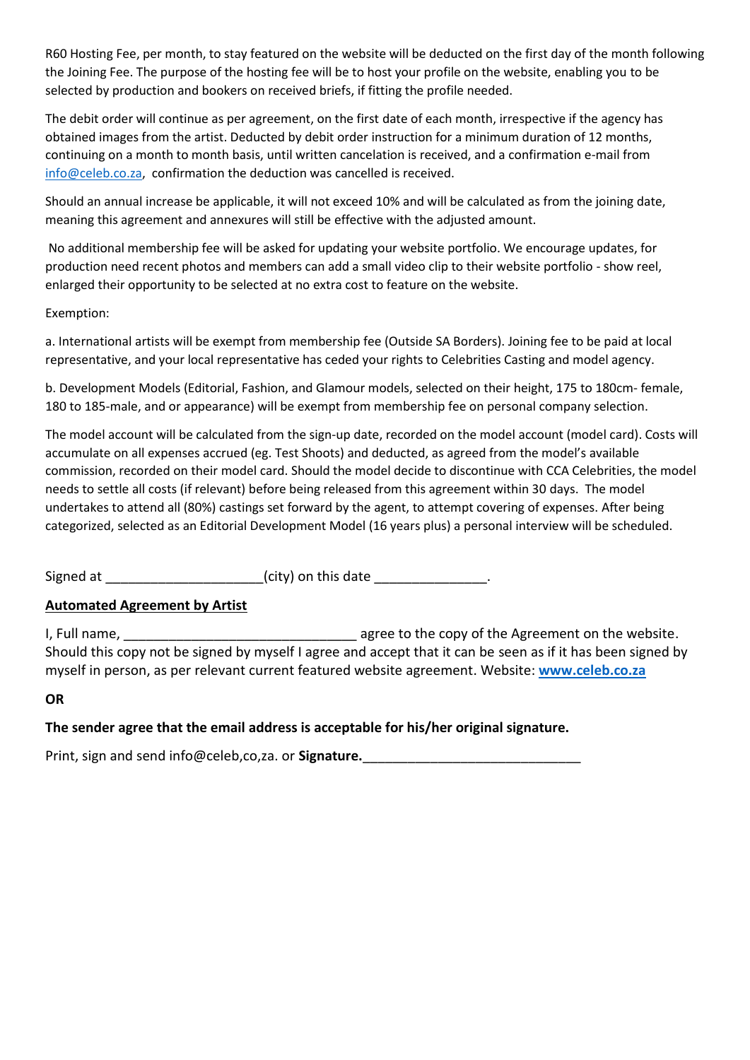R60 Hosting Fee, per month, to stay featured on the website will be deducted on the first day of the month following the Joining Fee. The purpose of the hosting fee will be to host your profile on the website, enabling you to be selected by production and bookers on received briefs, if fitting the profile needed.

The debit order will continue as per agreement, on the first date of each month, irrespective if the agency has obtained images from the artist. Deducted by debit order instruction for a minimum duration of 12 months, continuing on a month to month basis, until written cancelation is received, and a confirmation e-mail from info@celeb.co.za, confirmation the deduction was cancelled is received.

Should an annual increase be applicable, it will not exceed 10% and will be calculated as from the joining date, meaning this agreement and annexures will still be effective with the adjusted amount.

No additional membership fee will be asked for updating your website portfolio. We encourage updates, for production need recent photos and members can add a small video clip to their website portfolio - show reel, enlarged their opportunity to be selected at no extra cost to feature on the website.

Exemption:

a. International artists will be exempt from membership fee (Outside SA Borders). Joining fee to be paid at local representative, and your local representative has ceded your rights to Celebrities Casting and model agency.

b. Development Models (Editorial, Fashion, and Glamour models, selected on their height, 175 to 180cm- female, 180 to 185-male, and or appearance) will be exempt from membership fee on personal company selection.

The model account will be calculated from the sign-up date, recorded on the model account (model card). Costs will accumulate on all expenses accrued (eg. Test Shoots) and deducted, as agreed from the model's available commission, recorded on their model card. Should the model decide to discontinue with CCA Celebrities, the model needs to settle all costs (if relevant) before being released from this agreement within 30 days. The model undertakes to attend all (80%) castings set forward by the agent, to attempt covering of expenses. After being categorized, selected as an Editorial Development Model (16 years plus) a personal interview will be scheduled.

Signed at ____________________(city) on this date ______________.

**Automated Agreement by Artist**

I, Full name, ______________________________ agree to the copy of the Agreement on the website. Should this copy not be signed by myself I agree and accept that it can be seen as if it has been signed by myself in person, as per relevant current featured website agreement. Website: **www.celeb.co.za**

**OR**

**The sender agree that the email address is acceptable for his/her original signature.**

Print, sign and send info@celeb,co,za. or **Signature.**___________________________